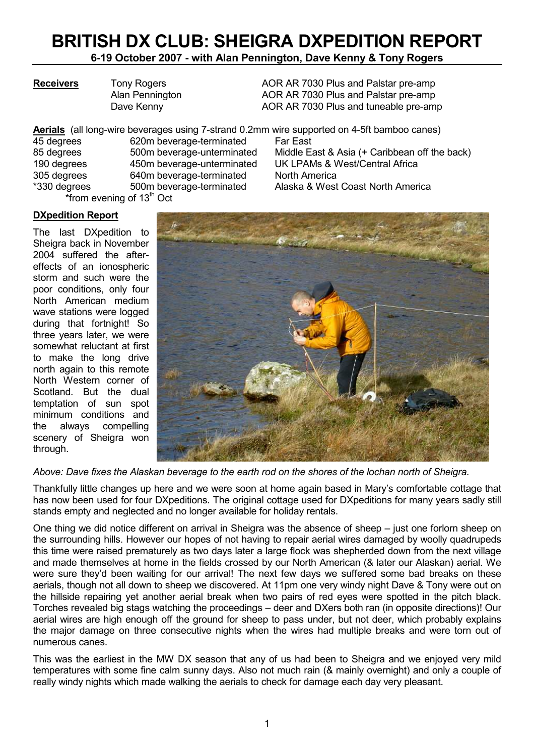# BRITISH DX CLUB: SHEIGRA DXPEDITION REPORT

**6-19 October 2007 - with Alan Pennington, Dave Kenny & Tony Rogers**

| **Receivers** | | |
|---|---|---|
| | Tony Rogers | AOR AR 7030 Plus and Palstar pre-amp |
| | Alan Pennington | AOR AR 7030 Plus and Palstar pre-amp |
| | Dave Kenny | AOR AR 7030 Plus and tuneable pre-amp |

**Aerials** (all long-wire beverages using 7-strand 0.2mm wire supported on 4-5ft bamboo canes)

| | | |
|---|---|---|
| 45 degrees | 620m beverage-terminated | Far East |
| 85 degrees | 500m beverage-unterminated | Middle East & Asia (+ Caribbean off the back) |
| 190 degrees | 450m beverage-unterminated | UK LPAMs & West/Central Africa |
| 305 degrees | 640m beverage-terminated | North America |
| *330 degrees | 500m beverage-terminated | Alaska & West Coast North America |

*from evening of 13th Oct

**DXpedition Report**

The last DXpedition to Sheigra back in November 2004 suffered the after-effects of an ionospheric storm and such were the poor conditions, only four North American medium wave stations were logged during that fortnight! So three years later, we were somewhat reluctant at first to make the long drive north again to this remote North Western corner of Scotland. But the dual temptation of sun spot minimum conditions and the always compelling scenery of Sheigra won through.

*Above: Dave fixes the Alaskan beverage to the earth rod on the shores of the lochan north of Sheigra.*

Thankfully little changes up here and we were soon at home again based in Mary's comfortable cottage that has now been used for four DXpeditions. The original cottage used for DXpeditions for many years sadly still stands empty and neglected and no longer available for holiday rentals.

One thing we did notice different on arrival in Sheigra was the absence of sheep – just one forlorn sheep on the surrounding hills. However our hopes of not having to repair aerial wires damaged by woolly quadrupeds this time were raised prematurely as two days later a large flock was shepherded down from the next village and made themselves at home in the fields crossed by our North American (& later our Alaskan) aerial. We were sure they'd been waiting for our arrival! The next few days we suffered some bad breaks on these aerials, though not all down to sheep we discovered. At 11pm one very windy night Dave & Tony were out on the hillside repairing yet another aerial break when two pairs of red eyes were spotted in the pitch black. Torches revealed big stags watching the proceedings – deer and DXers both ran (in opposite directions)! Our aerial wires are high enough off the ground for sheep to pass under, but not deer, which probably explains the major damage on three consecutive nights when the wires had multiple breaks and were torn out of numerous canes.

This was the earliest in the MW DX season that any of us had been to Sheigra and we enjoyed very mild temperatures with some fine calm sunny days. Also not much rain (& mainly overnight) and only a couple of really windy nights which made walking the aerials to check for damage each day very pleasant.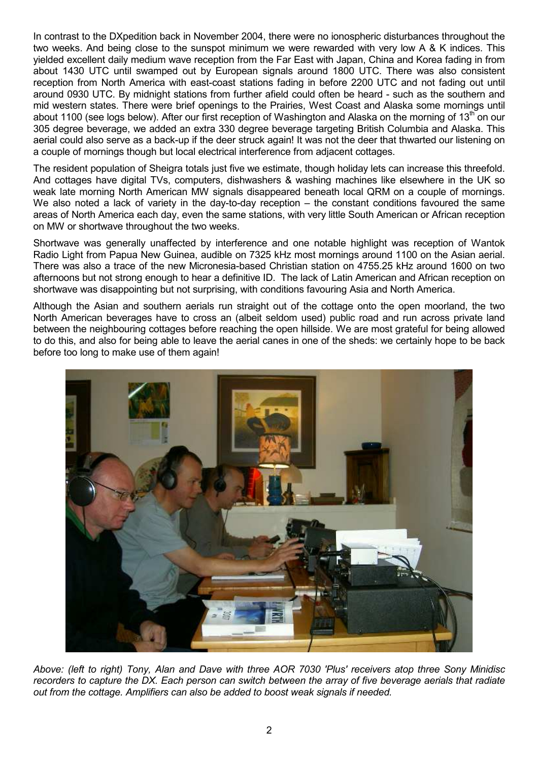In contrast to the DXpedition back in November 2004, there were no ionospheric disturbances throughout the two weeks. And being close to the sunspot minimum we were rewarded with very low A & K indices. This yielded excellent daily medium wave reception from the Far East with Japan, China and Korea fading in from about 1430 UTC until swamped out by European signals around 1800 UTC. There was also consistent reception from North America with east-coast stations fading in before 2200 UTC and not fading out until around 0930 UTC. By midnight stations from further afield could often be heard - such as the southern and mid western states. There were brief openings to the Prairies, West Coast and Alaska some mornings until about 1100 (see logs below). After our first reception of Washington and Alaska on the morning of 13th on our 305 degree beverage, we added an extra 330 degree beverage targeting British Columbia and Alaska. This aerial could also serve as a back-up if the deer struck again! It was not the deer that thwarted our listening on a couple of mornings though but local electrical interference from adjacent cottages.

The resident population of Sheigra totals just five we estimate, though holiday lets can increase this threefold. And cottages have digital TVs, computers, dishwashers & washing machines like elsewhere in the UK so weak late morning North American MW signals disappeared beneath local QRM on a couple of mornings. We also noted a lack of variety in the day-to-day reception – the constant conditions favoured the same areas of North America each day, even the same stations, with very little South American or African reception on MW or shortwave throughout the two weeks.

Shortwave was generally unaffected by interference and one notable highlight was reception of Wantok Radio Light from Papua New Guinea, audible on 7325 kHz most mornings around 1100 on the Asian aerial. There was also a trace of the new Micronesia-based Christian station on 4755.25 kHz around 1600 on two afternoons but not strong enough to hear a definitive ID. The lack of Latin American and African reception on shortwave was disappointing but not surprising, with conditions favouring Asia and North America.

Although the Asian and southern aerials run straight out of the cottage onto the open moorland, the two North American beverages have to cross an (albeit seldom used) public road and run across private land between the neighbouring cottages before reaching the open hillside. We are most grateful for being allowed to do this, and also for being able to leave the aerial canes in one of the sheds: we certainly hope to be back before too long to make use of them again!

*Above: (left to right) Tony, Alan and Dave with three AOR 7030 'Plus' receivers atop three Sony Minidisc recorders to capture the DX. Each person can switch between the array of five beverage aerials that radiate out from the cottage. Amplifiers can also be added to boost weak signals if needed.*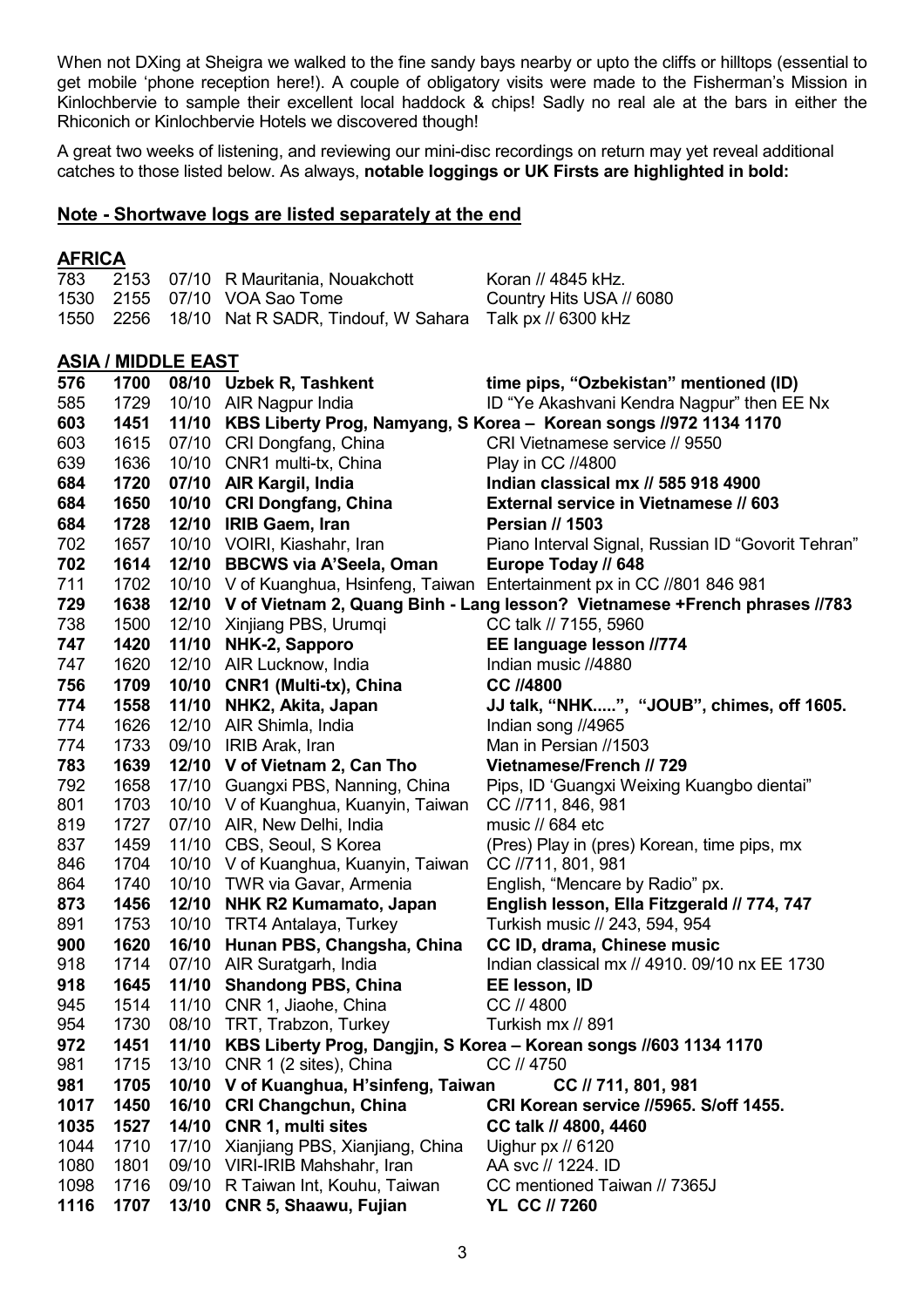When not DXing at Sheigra we walked to the fine sandy bays nearby or upto the cliffs or hilltops (essential to get mobile 'phone reception here!). A couple of obligatory visits were made to the Fisherman's Mission in Kinlochbervie to sample their excellent local haddock & chips! Sadly no real ale at the bars in either the Rhiconich or Kinlochbervie Hotels we discovered though!

A great two weeks of listening, and reviewing our mini-disc recordings on return may yet reveal additional catches to those listed below. As always, **notable loggings or UK Firsts are highlighted in bold:**

**Note - Shortwave logs are listed separately at the end**

## AFRICA

| kHz | UTC | Date | Station | Details |
|---|---|---|---|---|
| 783 | 2153 | 07/10 | R Mauritania, Nouakchott | Koran // 4845 kHz. |
| 1530 | 2155 | 07/10 | VOA Sao Tome | Country Hits USA // 6080 |
| 1550 | 2256 | 18/10 | Nat R SADR, Tindouf, W Sahara | Talk px // 6300 kHz |

## ASIA / MIDDLE EAST

| kHz | UTC | Date | Station | Details |
|---|---|---|---|---|
| **576** | **1700** | **08/10** | **Uzbek R, Tashkent** | **time pips, "Ozbekistan" mentioned (ID)** |
| 585 | 1729 | 10/10 | AIR Nagpur India | ID "Ye Akashvani Kendra Nagpur" then EE Nx |
| **603** | **1451** | **11/10** | **KBS Liberty Prog, Namyang, S Korea – Korean songs //972 1134 1170** | |
| 603 | 1615 | 07/10 | CRI Dongfang, China | CRI Vietnamese service // 9550 |
| 639 | 1636 | 10/10 | CNR1 multi-tx, China | Play in CC //4800 |
| **684** | **1720** | **07/10** | **AIR Kargil, India** | **Indian classical mx // 585 918 4900** |
| **684** | **1650** | **10/10** | **CRI Dongfang, China** | **External service in Vietnamese // 603** |
| **684** | **1728** | **12/10** | **IRIB Gaem, Iran** | **Persian // 1503** |
| 702 | 1657 | 10/10 | VOIRI, Kiashahr, Iran | Piano Interval Signal, Russian ID "Govorit Tehran" |
| **702** | **1614** | **12/10** | **BBCWS via A'Seela, Oman** | **Europe Today // 648** |
| 711 | 1702 | 10/10 | V of Kuanghua, Hsinfeng, Taiwan | Entertainment px in CC //801 846 981 |
| **729** | **1638** | **12/10** | **V of Vietnam 2, Quang Binh - Lang lesson? Vietnamese +French phrases //783** | |
| 738 | 1500 | 12/10 | Xinjiang PBS, Urumqi | CC talk // 7155, 5960 |
| **747** | **1420** | **11/10** | **NHK-2, Sapporo** | **EE language lesson //774** |
| 747 | 1620 | 12/10 | AIR Lucknow, India | Indian music //4880 |
| **756** | **1709** | **10/10** | **CNR1 (Multi-tx), China** | **CC //4800** |
| **774** | **1558** | **11/10** | **NHK2, Akita, Japan** | **JJ talk, "NHK.....", "JOUB", chimes, off 1605.** |
| 774 | 1626 | 12/10 | AIR Shimla, India | Indian song //4965 |
| 774 | 1733 | 09/10 | IRIB Arak, Iran | Man in Persian //1503 |
| **783** | **1639** | **12/10** | **V of Vietnam 2, Can Tho** | **Vietnamese/French // 729** |
| 792 | 1658 | 17/10 | Guangxi PBS, Nanning, China | Pips, ID 'Guangxi Weixing Kuangbo dientai" |
| 801 | 1703 | 10/10 | V of Kuanghua, Kuanyin, Taiwan | CC //711, 846, 981 |
| 819 | 1727 | 07/10 | AIR, New Delhi, India | music // 684 etc |
| 837 | 1459 | 11/10 | CBS, Seoul, S Korea | (Pres) Play in (pres) Korean, time pips, mx |
| 846 | 1704 | 10/10 | V of Kuanghua, Kuanyin, Taiwan | CC //711, 801, 981 |
| 864 | 1740 | 10/10 | TWR via Gavar, Armenia | English, "Mencare by Radio" px. |
| **873** | **1456** | **12/10** | **NHK R2 Kumamato, Japan** | **English lesson, Ella Fitzgerald // 774, 747** |
| 891 | 1753 | 10/10 | TRT4 Antalaya, Turkey | Turkish music // 243, 594, 954 |
| **900** | **1620** | **16/10** | **Hunan PBS, Changsha, China** | **CC ID, drama, Chinese music** |
| 918 | 1714 | 07/10 | AIR Suratgarh, India | Indian classical mx // 4910. 09/10 nx EE 1730 |
| **918** | **1645** | **11/10** | **Shandong PBS, China** | **EE lesson, ID** |
| 945 | 1514 | 11/10 | CNR 1, Jiaohe, China | CC // 4800 |
| 954 | 1730 | 08/10 | TRT, Trabzon, Turkey | Turkish mx // 891 |
| **972** | **1451** | **11/10** | **KBS Liberty Prog, Dangjin, S Korea – Korean songs //603 1134 1170** | |
| 981 | 1715 | 13/10 | CNR 1 (2 sites), China | CC // 4750 |
| **981** | **1705** | **10/10** | **V of Kuanghua, H'sinfeng, Taiwan** | **CC // 711, 801, 981** |
| **1017** | **1450** | **16/10** | **CRI Changchun, China** | **CRI Korean service //5965. S/off 1455.** |
| **1035** | **1527** | **14/10** | **CNR 1, multi sites** | **CC talk // 4800, 4460** |
| 1044 | 1710 | 17/10 | Xianjiang PBS, Xianjiang, China | Uighur px // 6120 |
| 1080 | 1801 | 09/10 | VIRI-IRIB Mahshahr, Iran | AA svc // 1224. ID |
| 1098 | 1716 | 09/10 | R Taiwan Int, Kouhu, Taiwan | CC mentioned Taiwan // 7365J |
| **1116** | **1707** | **13/10** | **CNR 5, Shaawu, Fujian** | **YL CC // 7260** |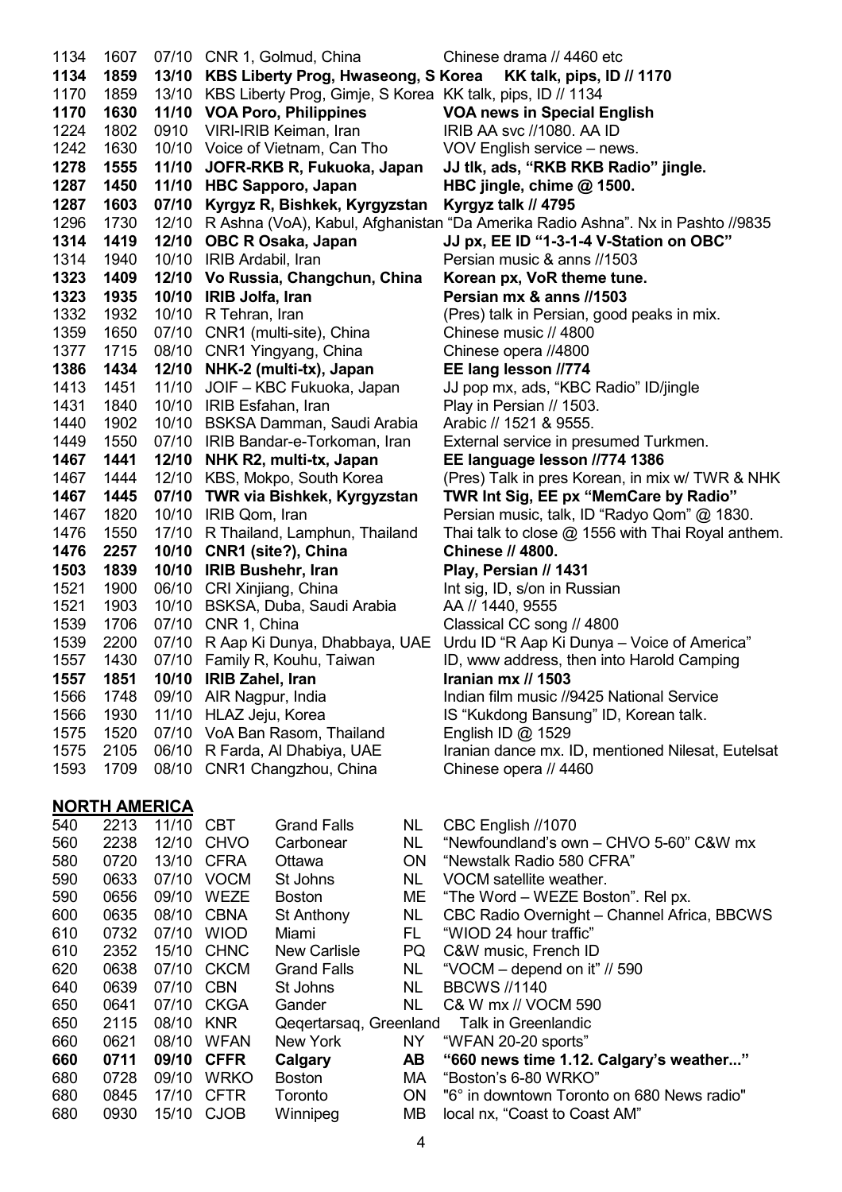| | | | | |
|---|---|---|---|---|
| 1134 | 1607 | 07/10 | CNR 1, Golmud, China | Chinese drama // 4460 etc |
| **1134** | **1859** | **13/10** | **KBS Liberty Prog, Hwaseong, S Korea** | **KK talk, pips, ID // 1170** |
| 1170 | 1859 | 13/10 | KBS Liberty Prog, Gimje, S Korea | KK talk, pips, ID // 1134 |
| **1170** | **1630** | **11/10** | **VOA Poro, Philippines** | **VOA news in Special English** |
| 1224 | 1802 | 0910 | VIRI-IRIB Keiman, Iran | IRIB AA svc //1080. AA ID |
| 1242 | 1630 | 10/10 | Voice of Vietnam, Can Tho | VOV English service – news. |
| **1278** | **1555** | **11/10** | **JOFR-RKB R, Fukuoka, Japan** | **JJ tlk, ads, "RKB RKB Radio" jingle.** |
| **1287** | **1450** | **11/10** | **HBC Sapporo, Japan** | **HBC jingle, chime @ 1500.** |
| **1287** | **1603** | **07/10** | **Kyrgyz R, Bishkek, Kyrgyzstan** | **Kyrgyz talk // 4795** |
| 1296 | 1730 | 12/10 | R Ashna (VoA), Kabul, Afghanistan | "Da Amerika Radio Ashna". Nx in Pashto //9835 |
| **1314** | **1419** | **12/10** | **OBC R Osaka, Japan** | **JJ px, EE ID "1-3-1-4 V-Station on OBC"** |
| 1314 | 1940 | 10/10 | IRIB Ardabil, Iran | Persian music & anns //1503 |
| **1323** | **1409** | **12/10** | **Vo Russia, Changchun, China** | **Korean px, VoR theme tune.** |
| **1323** | **1935** | **10/10** | **IRIB Jolfa, Iran** | **Persian mx & anns //1503** |
| 1332 | 1932 | 10/10 | R Tehran, Iran | (Pres) talk in Persian, good peaks in mix. |
| 1359 | 1650 | 07/10 | CNR1 (multi-site), China | Chinese music // 4800 |
| 1377 | 1715 | 08/10 | CNR1 Yingyang, China | Chinese opera //4800 |
| **1386** | **1434** | **12/10** | **NHK-2 (multi-tx), Japan** | **EE lang lesson //774** |
| 1413 | 1451 | 11/10 | JOIF – KBC Fukuoka, Japan | JJ pop mx, ads, "KBC Radio" ID/jingle |
| 1431 | 1840 | 10/10 | IRIB Esfahan, Iran | Play in Persian // 1503. |
| 1440 | 1902 | 10/10 | BSKSA Damman, Saudi Arabia | Arabic // 1521 & 9555. |
| 1449 | 1550 | 07/10 | IRIB Bandar-e-Torkoman, Iran | External service in presumed Turkmen. |
| **1467** | **1441** | **12/10** | **NHK R2, multi-tx, Japan** | **EE language lesson //774 1386** |
| 1467 | 1444 | 12/10 | KBS, Mokpo, South Korea | (Pres) Talk in pres Korean, in mix w/ TWR & NHK |
| **1467** | **1445** | **07/10** | **TWR via Bishkek, Kyrgyzstan** | **TWR Int Sig, EE px "MemCare by Radio"** |
| 1467 | 1820 | 10/10 | IRIB Qom, Iran | Persian music, talk, ID "Radyo Qom" @ 1830. |
| 1476 | 1550 | 17/10 | R Thailand, Lamphun, Thailand | Thai talk to close @ 1556 with Thai Royal anthem. |
| **1476** | **2257** | **10/10** | **CNR1 (site?), China** | **Chinese // 4800.** |
| **1503** | **1839** | **10/10** | **IRIB Bushehr, Iran** | **Play, Persian // 1431** |
| 1521 | 1900 | 06/10 | CRI Xinjiang, China | Int sig, ID, s/on in Russian |
| 1521 | 1903 | 10/10 | BSKSA, Duba, Saudi Arabia | AA // 1440, 9555 |
| 1539 | 1706 | 07/10 | CNR 1, China | Classical CC song // 4800 |
| 1539 | 2200 | 07/10 | R Aap Ki Dunya, Dhabbaya, UAE | Urdu ID "R Aap Ki Dunya – Voice of America" |
| 1557 | 1430 | 07/10 | Family R, Kouhu, Taiwan | ID, www address, then into Harold Camping |
| **1557** | **1851** | **10/10** | **IRIB Zahel, Iran** | **Iranian mx // 1503** |
| 1566 | 1748 | 09/10 | AIR Nagpur, India | Indian film music //9425 National Service |
| 1566 | 1930 | 11/10 | HLAZ Jeju, Korea | IS "Kukdong Bansung" ID, Korean talk. |
| 1575 | 1520 | 07/10 | VoA Ban Rasom, Thailand | English ID @ 1529 |
| 1575 | 2105 | 06/10 | R Farda, Al Dhabiya, UAE | Iranian dance mx. ID, mentioned Nilesat, Eutelsat |
| 1593 | 1709 | 08/10 | CNR1 Changzhou, China | Chinese opera // 4460 |

## NORTH AMERICA

| | | | | | | |
|---|---|---|---|---|---|---|
| 540 | 2213 | 11/10 | CBT | Grand Falls | NL | CBC English //1070 |
| 560 | 2238 | 12/10 | CHVO | Carbonear | NL | "Newfoundland's own – CHVO 5-60" C&W mx |
| 580 | 0720 | 13/10 | CFRA | Ottawa | ON | "Newstalk Radio 580 CFRA" |
| 590 | 0633 | 07/10 | VOCM | St Johns | NL | VOCM satellite weather. |
| 590 | 0656 | 09/10 | WEZE | Boston | ME | "The Word – WEZE Boston". Rel px. |
| 600 | 0635 | 08/10 | CBNA | St Anthony | NL | CBC Radio Overnight – Channel Africa, BBCWS |
| 610 | 0732 | 07/10 | WIOD | Miami | FL | "WIOD 24 hour traffic" |
| 610 | 2352 | 15/10 | CHNC | New Carlisle | PQ | C&W music, French ID |
| 620 | 0638 | 07/10 | CKCM | Grand Falls | NL | "VOCM – depend on it" // 590 |
| 640 | 0639 | 07/10 | CBN | St Johns | NL | BBCWS //1140 |
| 650 | 0641 | 07/10 | CKGA | Gander | NL | C& W mx // VOCM 590 |
| 650 | 2115 | 08/10 | KNR | Qeqertarsaq, Greenland | | Talk in Greenlandic |
| 660 | 0621 | 08/10 | WFAN | New York | NY | "WFAN 20-20 sports" |
| **660** | **0711** | **09/10** | **CFFR** | **Calgary** | **AB** | **"660 news time 1.12. Calgary's weather..."** |
| 680 | 0728 | 09/10 | WRKO | Boston | MA | "Boston's 6-80 WRKO" |
| 680 | 0845 | 17/10 | CFTR | Toronto | ON | "6° in downtown Toronto on 680 News radio" |
| 680 | 0930 | 15/10 | CJOB | Winnipeg | MB | local nx, "Coast to Coast AM" |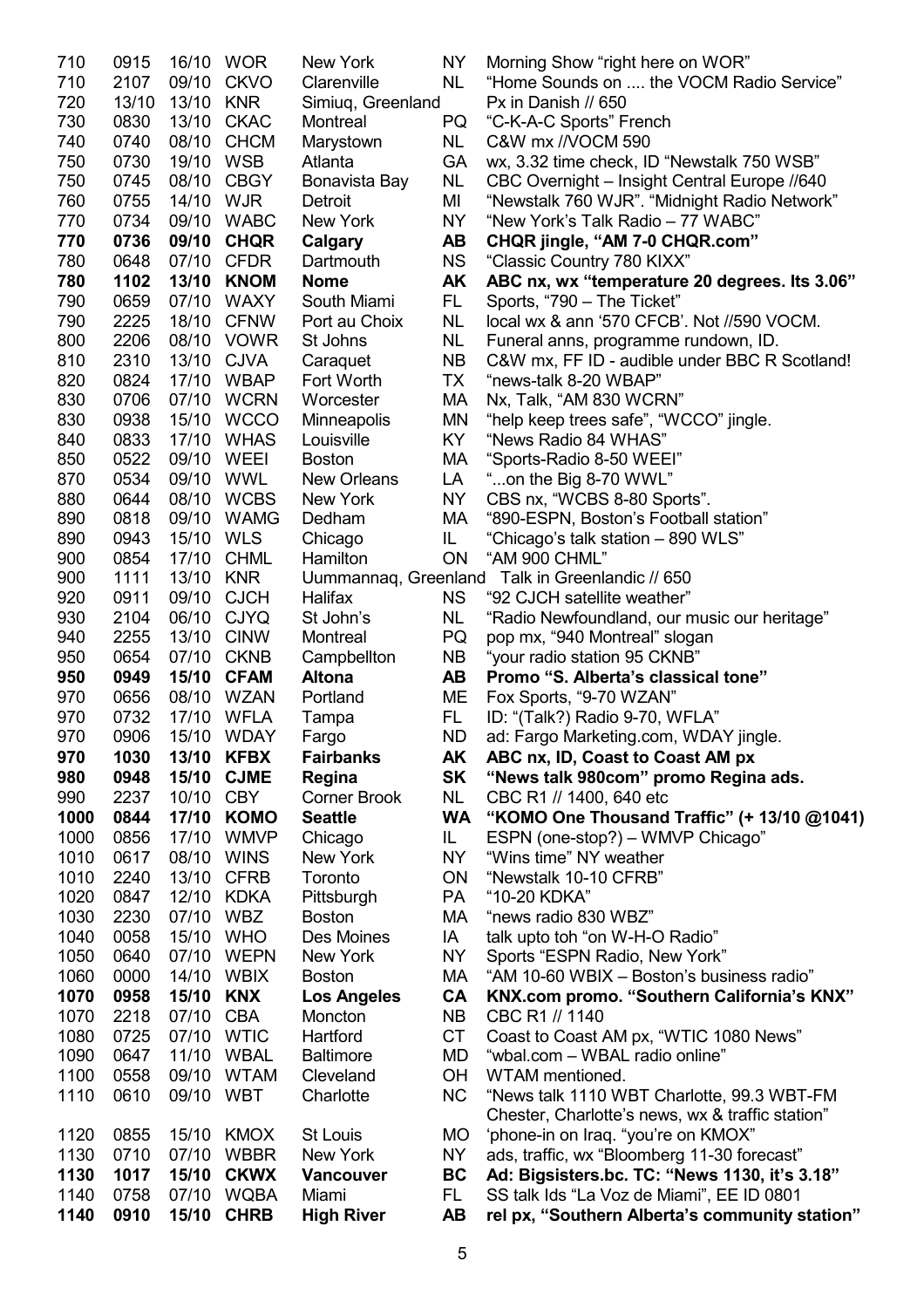| | | | | | | |
|---|---|---|---|---|---|---|
| 710 | 0915 | 16/10 | WOR | New York | NY | Morning Show "right here on WOR" |
| 710 | 2107 | 09/10 | CKVO | Clarenville | NL | "Home Sounds on .... the VOCM Radio Service" |
| 720 | 13/10 | 13/10 | KNR | Simiuq, Greenland | | Px in Danish // 650 |
| 730 | 0830 | 13/10 | CKAC | Montreal | PQ | "C-K-A-C Sports" French |
| 740 | 0740 | 08/10 | CHCM | Marystown | NL | C&W mx //VOCM 590 |
| 750 | 0730 | 19/10 | WSB | Atlanta | GA | wx, 3.32 time check, ID "Newstalk 750 WSB" |
| 750 | 0745 | 08/10 | CBGY | Bonavista Bay | NL | CBC Overnight – Insight Central Europe //640 |
| 760 | 0755 | 14/10 | WJR | Detroit | MI | "Newstalk 760 WJR". "Midnight Radio Network" |
| 770 | 0734 | 09/10 | WABC | New York | NY | "New York's Talk Radio – 77 WABC" |
| **770** | **0736** | **09/10** | **CHQR** | **Calgary** | **AB** | **CHQR jingle, "AM 7-0 CHQR.com"** |
| 780 | 0648 | 07/10 | CFDR | Dartmouth | NS | "Classic Country 780 KIXX" |
| **780** | **1102** | **13/10** | **KNOM** | **Nome** | **AK** | **ABC nx, wx "temperature 20 degrees. Its 3.06"** |
| 790 | 0659 | 07/10 | WAXY | South Miami | FL | Sports, "790 – The Ticket" |
| 790 | 2225 | 18/10 | CFNW | Port au Choix | NL | local wx & ann '570 CFCB'. Not //590 VOCM. |
| 800 | 2206 | 08/10 | VOWR | St Johns | NL | Funeral anns, programme rundown, ID. |
| 810 | 2310 | 13/10 | CJVA | Caraquet | NB | C&W mx, FF ID - audible under BBC R Scotland! |
| 820 | 0824 | 17/10 | WBAP | Fort Worth | TX | "news-talk 8-20 WBAP" |
| 830 | 0706 | 07/10 | WCRN | Worcester | MA | Nx, Talk, "AM 830 WCRN" |
| 830 | 0938 | 15/10 | WCCO | Minneapolis | MN | "help keep trees safe", "WCCO" jingle. |
| 840 | 0833 | 17/10 | WHAS | Louisville | KY | "News Radio 84 WHAS" |
| 850 | 0522 | 09/10 | WEEI | Boston | MA | "Sports-Radio 8-50 WEEI" |
| 870 | 0534 | 09/10 | WWL | New Orleans | LA | "...on the Big 8-70 WWL" |
| 880 | 0644 | 08/10 | WCBS | New York | NY | CBS nx, "WCBS 8-80 Sports". |
| 890 | 0818 | 09/10 | WAMG | Dedham | MA | "890-ESPN, Boston's Football station" |
| 890 | 0943 | 15/10 | WLS | Chicago | IL | "Chicago's talk station – 890 WLS" |
| 900 | 0854 | 17/10 | CHML | Hamilton | ON | "AM 900 CHML" |
| 900 | 1111 | 13/10 | KNR | Uummannaq, Greenland | | Talk in Greenlandic // 650 |
| 920 | 0911 | 09/10 | CJCH | Halifax | NS | "92 CJCH satellite weather" |
| 930 | 2104 | 06/10 | CJYQ | St John's | NL | "Radio Newfoundland, our music our heritage" |
| 940 | 2255 | 13/10 | CINW | Montreal | PQ | pop mx, "940 Montreal" slogan |
| 950 | 0654 | 07/10 | CKNB | Campbellton | NB | "your radio station 95 CKNB" |
| **950** | **0949** | **15/10** | **CFAM** | **Altona** | **AB** | **Promo "S. Alberta's classical tone"** |
| 970 | 0656 | 08/10 | WZAN | Portland | ME | Fox Sports, "9-70 WZAN" |
| 970 | 0732 | 17/10 | WFLA | Tampa | FL | ID: "(Talk?) Radio 9-70, WFLA" |
| 970 | 0906 | 15/10 | WDAY | Fargo | ND | ad: Fargo Marketing.com, WDAY jingle. |
| **970** | **1030** | **13/10** | **KFBX** | **Fairbanks** | **AK** | **ABC nx, ID, Coast to Coast AM px** |
| **980** | **0948** | **15/10** | **CJME** | **Regina** | **SK** | **"News talk 980com" promo Regina ads.** |
| 990 | 2237 | 10/10 | CBY | Corner Brook | NL | CBC R1 // 1400, 640 etc |
| **1000** | **0844** | **17/10** | **KOMO** | **Seattle** | **WA** | **"KOMO One Thousand Traffic" (+ 13/10 @1041)** |
| 1000 | 0856 | 17/10 | WMVP | Chicago | IL | ESPN (one-stop?) – WMVP Chicago" |
| 1010 | 0617 | 08/10 | WINS | New York | NY | "Wins time" NY weather |
| 1010 | 2240 | 13/10 | CFRB | Toronto | ON | "Newstalk 10-10 CFRB" |
| 1020 | 0847 | 12/10 | KDKA | Pittsburgh | PA | "10-20 KDKA" |
| 1030 | 2230 | 07/10 | WBZ | Boston | MA | "news radio 830 WBZ" |
| 1040 | 0058 | 15/10 | WHO | Des Moines | IA | talk upto toh "on W-H-O Radio" |
| 1050 | 0640 | 07/10 | WEPN | New York | NY | Sports "ESPN Radio, New York" |
| 1060 | 0000 | 14/10 | WBIX | Boston | MA | "AM 10-60 WBIX – Boston's business radio" |
| **1070** | **0958** | **15/10** | **KNX** | **Los Angeles** | **CA** | **KNX.com promo. "Southern California's KNX"** |
| 1070 | 2218 | 07/10 | CBA | Moncton | NB | CBC R1 // 1140 |
| 1080 | 0725 | 07/10 | WTIC | Hartford | CT | Coast to Coast AM px, "WTIC 1080 News" |
| 1090 | 0647 | 11/10 | WBAL | Baltimore | MD | "wbal.com – WBAL radio online" |
| 1100 | 0558 | 09/10 | WTAM | Cleveland | OH | WTAM mentioned. |
| 1110 | 0610 | 09/10 | WBT | Charlotte | NC | "News talk 1110 WBT Charlotte, 99.3 WBT-FM Chester, Charlotte's news, wx & traffic station" |
| 1120 | 0855 | 15/10 | KMOX | St Louis | MO | 'phone-in on Iraq. "you're on KMOX" |
| 1130 | 0710 | 07/10 | WBBR | New York | NY | ads, traffic, wx "Bloomberg 11-30 forecast" |
| **1130** | **1017** | **15/10** | **CKWX** | **Vancouver** | **BC** | **Ad: Bigsisters.bc. TC: "News 1130, it's 3.18"** |
| 1140 | 0758 | 07/10 | WQBA | Miami | FL | SS talk Ids "La Voz de Miami", EE ID 0801 |
| **1140** | **0910** | **15/10** | **CHRB** | **High River** | **AB** | **rel px, "Southern Alberta's community station"** |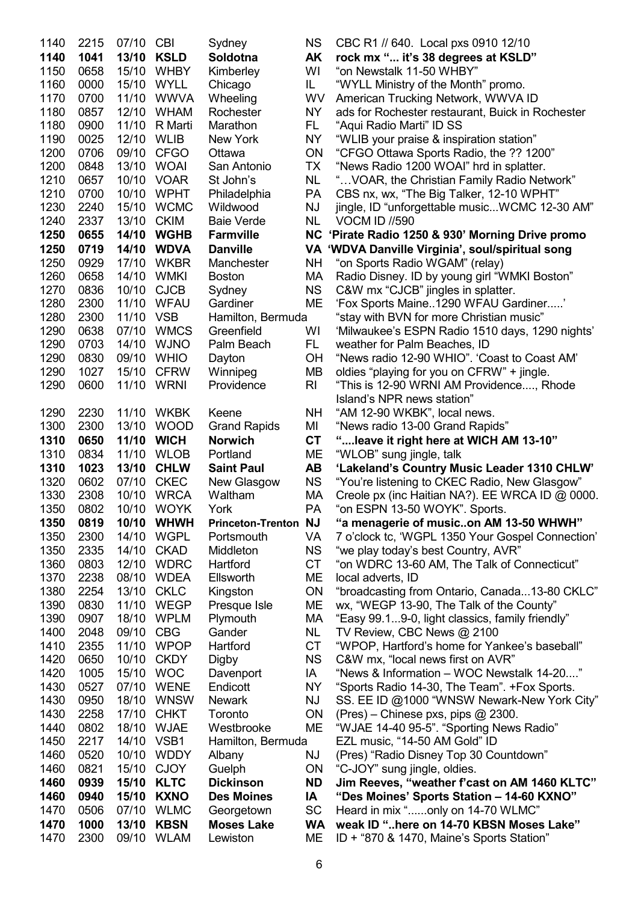| | | | | | | |
|---|---|---|---|---|---|---|
| 1140 | 2215 | 07/10 | CBI | Sydney | NS | CBC R1 // 640. Local pxs 0910 12/10 |
| **1140** | **1041** | **13/10** | **KSLD** | **Soldotna** | **AK** | **rock mx "... it's 38 degrees at KSLD"** |
| 1150 | 0658 | 15/10 | WHBY | Kimberley | WI | "on Newstalk 11-50 WHBY" |
| 1160 | 0000 | 15/10 | WYLL | Chicago | IL | "WYLL Ministry of the Month" promo. |
| 1170 | 0700 | 11/10 | WWVA | Wheeling | WV | American Trucking Network, WWVA ID |
| 1180 | 0857 | 12/10 | WHAM | Rochester | NY | ads for Rochester restaurant, Buick in Rochester |
| 1180 | 0900 | 11/10 | R Marti | Marathon | FL | "Aqui Radio Marti" ID SS |
| 1190 | 0025 | 12/10 | WLIB | New York | NY | "WLIB your praise & inspiration station" |
| 1200 | 0706 | 09/10 | CFGO | Ottawa | ON | "CFGO Ottawa Sports Radio, the ?? 1200" |
| 1200 | 0848 | 13/10 | WOAI | San Antonio | TX | "News Radio 1200 WOAI" hrd in splatter. |
| 1210 | 0657 | 10/10 | VOAR | St John's | NL | "…VOAR, the Christian Family Radio Network" |
| 1210 | 0700 | 10/10 | WPHT | Philadelphia | PA | CBS nx, wx, "The Big Talker, 12-10 WPHT" |
| 1230 | 2240 | 15/10 | WCMC | Wildwood | NJ | jingle, ID "unforgettable music...WCMC 12-30 AM" |
| 1240 | 2337 | 13/10 | CKIM | Baie Verde | NL | VOCM ID //590 |
| **1250** | **0655** | **14/10** | **WGHB** | **Farmville** | **NC** | **'Pirate Radio 1250 & 930' Morning Drive promo** |
| **1250** | **0719** | **14/10** | **WDVA** | **Danville** | **VA** | **'WDVA Danville Virginia', soul/spiritual song** |
| 1250 | 0929 | 17/10 | WKBR | Manchester | NH | "on Sports Radio WGAM" (relay) |
| 1260 | 0658 | 14/10 | WMKI | Boston | MA | Radio Disney. ID by young girl "WMKI Boston" |
| 1270 | 0836 | 10/10 | CJCB | Sydney | NS | C&W mx "CJCB" jingles in splatter. |
| 1280 | 2300 | 11/10 | WFAU | Gardiner | ME | 'Fox Sports Maine..1290 WFAU Gardiner.....' |
| 1280 | 2300 | 11/10 | VSB | Hamilton, Bermuda | | "stay with BVN for more Christian music" |
| 1290 | 0638 | 07/10 | WMCS | Greenfield | WI | 'Milwaukee's ESPN Radio 1510 days, 1290 nights' |
| 1290 | 0703 | 14/10 | WJNO | Palm Beach | FL | weather for Palm Beaches, ID |
| 1290 | 0830 | 09/10 | WHIO | Dayton | OH | "News radio 12-90 WHIO". 'Coast to Coast AM' |
| 1290 | 1027 | 15/10 | CFRW | Winnipeg | MB | oldies "playing for you on CFRW" + jingle. |
| 1290 | 0600 | 11/10 | WRNI | Providence | RI | "This is 12-90 WRNI AM Providence...., Rhode Island's NPR news station" |
| 1290 | 2230 | 11/10 | WKBK | Keene | NH | "AM 12-90 WKBK", local news. |
| 1300 | 2300 | 13/10 | WOOD | Grand Rapids | MI | "News radio 13-00 Grand Rapids" |
| **1310** | **0650** | **11/10** | **WICH** | **Norwich** | **CT** | **"....leave it right here at WICH AM 13-10"** |
| 1310 | 0834 | 11/10 | WLOB | Portland | ME | "WLOB" sung jingle, talk |
| **1310** | **1023** | **13/10** | **CHLW** | **Saint Paul** | **AB** | **'Lakeland's Country Music Leader 1310 CHLW'** |
| 1320 | 0602 | 07/10 | CKEC | New Glasgow | NS | "You're listening to CKEC Radio, New Glasgow" |
| 1330 | 2308 | 10/10 | WRCA | Waltham | MA | Creole px (inc Haitian NA?). EE WRCA ID @ 0000. |
| 1350 | 0802 | 10/10 | WOYK | York | PA | "on ESPN 13-50 WOYK". Sports. |
| **1350** | **0819** | **10/10** | **WHWH** | **Princeton-Trenton** | **NJ** | **"a menagerie of music..on AM 13-50 WHWH"** |
| 1350 | 2300 | 14/10 | WGPL | Portsmouth | VA | 7 o'clock tc, 'WGPL 1350 Your Gospel Connection' |
| 1350 | 2335 | 14/10 | CKAD | Middleton | NS | "we play today's best Country, AVR" |
| 1360 | 0803 | 12/10 | WDRC | Hartford | CT | "on WDRC 13-60 AM, The Talk of Connecticut" |
| 1370 | 2238 | 08/10 | WDEA | Ellsworth | ME | local adverts, ID |
| 1380 | 2254 | 13/10 | CKLC | Kingston | ON | "broadcasting from Ontario, Canada...13-80 CKLC" |
| 1390 | 0830 | 11/10 | WEGP | Presque Isle | ME | wx, "WEGP 13-90, The Talk of the County" |
| 1390 | 0907 | 18/10 | WPLM | Plymouth | MA | "Easy 99.1...9-0, light classics, family friendly" |
| 1400 | 2048 | 09/10 | CBG | Gander | NL | TV Review, CBC News @ 2100 |
| 1410 | 2355 | 11/10 | WPOP | Hartford | CT | "WPOP, Hartford's home for Yankee's baseball" |
| 1420 | 0650 | 10/10 | CKDY | Digby | NS | C&W mx, "local news first on AVR" |
| 1420 | 1005 | 15/10 | WOC | Davenport | IA | "News & Information – WOC Newstalk 14-20...." |
| 1430 | 0527 | 07/10 | WENE | Endicott | NY | "Sports Radio 14-30, The Team". +Fox Sports. |
| 1430 | 0950 | 18/10 | WNSW | Newark | NJ | SS. EE ID @1000 "WNSW Newark-New York City" |
| 1430 | 2258 | 17/10 | CHKT | Toronto | ON | (Pres) – Chinese pxs, pips @ 2300. |
| 1440 | 0802 | 18/10 | WJAE | Westbrooke | ME | "WJAE 14-40 95-5". "Sporting News Radio" |
| 1450 | 2217 | 14/10 | VSB1 | Hamilton, Bermuda | | EZL music, "14-50 AM Gold" ID |
| 1460 | 0520 | 10/10 | WDDY | Albany | NJ | (Pres) "Radio Disney Top 30 Countdown" |
| 1460 | 0821 | 15/10 | CJOY | Guelph | ON | "C-JOY" sung jingle, oldies. |
| **1460** | **0939** | **15/10** | **KLTC** | **Dickinson** | **ND** | **Jim Reeves, "weather f'cast on AM 1460 KLTC"** |
| **1460** | **0940** | **15/10** | **KXNO** | **Des Moines** | **IA** | **"Des Moines' Sports Station – 14-60 KXNO"** |
| 1470 | 0506 | 07/10 | WLMC | Georgetown | SC | Heard in mix "......only on 14-70 WLMC" |
| **1470** | **1000** | **13/10** | **KBSN** | **Moses Lake** | **WA** | **weak ID "..here on 14-70 KBSN Moses Lake"** |
| 1470 | 2300 | 09/10 | WLAM | Lewiston | ME | ID + "870 & 1470, Maine's Sports Station" |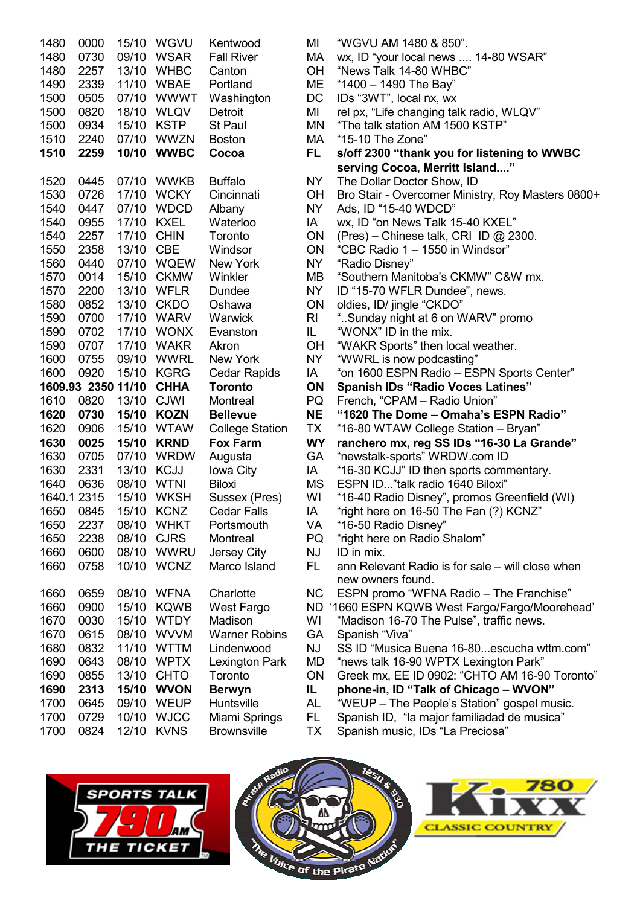| Freq | Time | Date | Call | City | State | Details |
|---|---|---|---|---|---|---|
| 1480 | 0000 | 15/10 | WGVU | Kentwood | MI | "WGVU AM 1480 & 850". |
| 1480 | 0730 | 09/10 | WSAR | Fall River | MA | wx, ID "your local news .... 14-80 WSAR" |
| 1480 | 2257 | 13/10 | WHBC | Canton | OH | "News Talk 14-80 WHBC" |
| 1490 | 2339 | 11/10 | WBAE | Portland | ME | "1400 – 1490 The Bay" |
| 1500 | 0505 | 07/10 | WWWT | Washington | DC | IDs "3WT", local nx, wx |
| 1500 | 0820 | 18/10 | WLQV | Detroit | MI | rel px, "Life changing talk radio, WLQV" |
| 1500 | 0934 | 15/10 | KSTP | St Paul | MN | "The talk station AM 1500 KSTP" |
| 1510 | 2240 | 07/10 | WWZN | Boston | MA | "15-10 The Zone" |
| **1510** | **2259** | **10/10** | **WWBC** | **Cocoa** | **FL** | **s/off 2300 "thank you for listening to WWBC serving Cocoa, Merritt Island...."** |
| 1520 | 0445 | 07/10 | WWKB | Buffalo | NY | The Dollar Doctor Show, ID |
| 1530 | 0726 | 17/10 | WCKY | Cincinnati | OH | Bro Stair - Overcomer Ministry, Roy Masters 0800+ |
| 1540 | 0447 | 07/10 | WDCD | Albany | NY | Ads, ID "15-40 WDCD" |
| 1540 | 0955 | 17/10 | KXEL | Waterloo | IA | wx, ID "on News Talk 15-40 KXEL" |
| 1540 | 2257 | 17/10 | CHIN | Toronto | ON | (Pres) – Chinese talk, CRI ID @ 2300. |
| 1550 | 2358 | 13/10 | CBE | Windsor | ON | "CBC Radio 1 – 1550 in Windsor" |
| 1560 | 0440 | 07/10 | WQEW | New York | NY | "Radio Disney" |
| 1570 | 0014 | 15/10 | CKMW | Winkler | MB | "Southern Manitoba's CKMW" C&W mx. |
| 1570 | 2200 | 13/10 | WFLR | Dundee | NY | ID "15-70 WFLR Dundee", news. |
| 1580 | 0852 | 13/10 | CKDO | Oshawa | ON | oldies, ID/ jingle "CKDO" |
| 1590 | 0700 | 17/10 | WARV | Warwick | RI | "..Sunday night at 6 on WARV" promo |
| 1590 | 0702 | 17/10 | WONX | Evanston | IL | "WONX" ID in the mix. |
| 1590 | 0707 | 17/10 | WAKR | Akron | OH | "WAKR Sports" then local weather. |
| 1600 | 0755 | 09/10 | WWRL | New York | NY | "WWRL is now podcasting" |
| 1600 | 0920 | 15/10 | KGRG | Cedar Rapids | IA | "on 1600 ESPN Radio – ESPN Sports Center" |
| **1609.93** | **2350** | **11/10** | **CHHA** | **Toronto** | **ON** | **Spanish IDs "Radio Voces Latines"** |
| 1610 | 0820 | 13/10 | CJWI | Montreal | PQ | French, "CPAM – Radio Union" |
| **1620** | **0730** | **15/10** | **KOZN** | **Bellevue** | **NE** | **"1620 The Dome – Omaha's ESPN Radio"** |
| 1620 | 0906 | 15/10 | WTAW | College Station | TX | "16-80 WTAW College Station – Bryan" |
| **1630** | **0025** | **15/10** | **KRND** | **Fox Farm** | **WY** | **ranchero mx, reg SS IDs "16-30 La Grande"** |
| 1630 | 0705 | 07/10 | WRDW | Augusta | GA | "newstalk-sports" WRDW.com ID |
| 1630 | 2331 | 13/10 | KCJJ | Iowa City | IA | "16-30 KCJJ" ID then sports commentary. |
| 1640 | 0636 | 08/10 | WTNI | Biloxi | MS | ESPN ID..."talk radio 1640 Biloxi" |
| 1640.1 | 2315 | 15/10 | WKSH | Sussex (Pres) | WI | "16-40 Radio Disney", promos Greenfield (WI) |
| 1650 | 0845 | 15/10 | KCNZ | Cedar Falls | IA | "right here on 16-50 The Fan (?) KCNZ" |
| 1650 | 2237 | 08/10 | WHKT | Portsmouth | VA | "16-50 Radio Disney" |
| 1650 | 2238 | 08/10 | CJRS | Montreal | PQ | "right here on Radio Shalom" |
| 1660 | 0600 | 08/10 | WWRU | Jersey City | NJ | ID in mix. |
| 1660 | 0758 | 10/10 | WCNZ | Marco Island | FL | ann Relevant Radio is for sale – will close when new owners found. |
| 1660 | 0659 | 08/10 | WFNA | Charlotte | NC | ESPN promo "WFNA Radio – The Franchise" |
| 1660 | 0900 | 15/10 | KQWB | West Fargo | ND | '1660 ESPN KQWB West Fargo/Fargo/Moorehead' |
| 1670 | 0030 | 15/10 | WTDY | Madison | WI | "Madison 16-70 The Pulse", traffic news. |
| 1670 | 0615 | 08/10 | WVVM | Warner Robins | GA | Spanish "Viva" |
| 1680 | 0832 | 11/10 | WTTM | Lindenwood | NJ | SS ID "Musica Buena 16-80...escucha wttm.com" |
| 1690 | 0643 | 08/10 | WPTX | Lexington Park | MD | "news talk 16-90 WPTX Lexington Park" |
| 1690 | 0855 | 13/10 | CHTO | Toronto | ON | Greek mx, EE ID 0902: "CHTO AM 16-90 Toronto" |
| **1690** | **2313** | **15/10** | **WVON** | **Berwyn** | **IL** | **phone-in, ID "Talk of Chicago – WVON"** |
| 1700 | 0645 | 09/10 | WEUP | Huntsville | AL | "WEUP – The People's Station" gospel music. |
| 1700 | 0729 | 10/10 | WJCC | Miami Springs | FL | Spanish ID, "la major familiadad de musica" |
| 1700 | 0824 | 12/10 | KVNS | Brownsville | TX | Spanish music, IDs "La Preciosa" |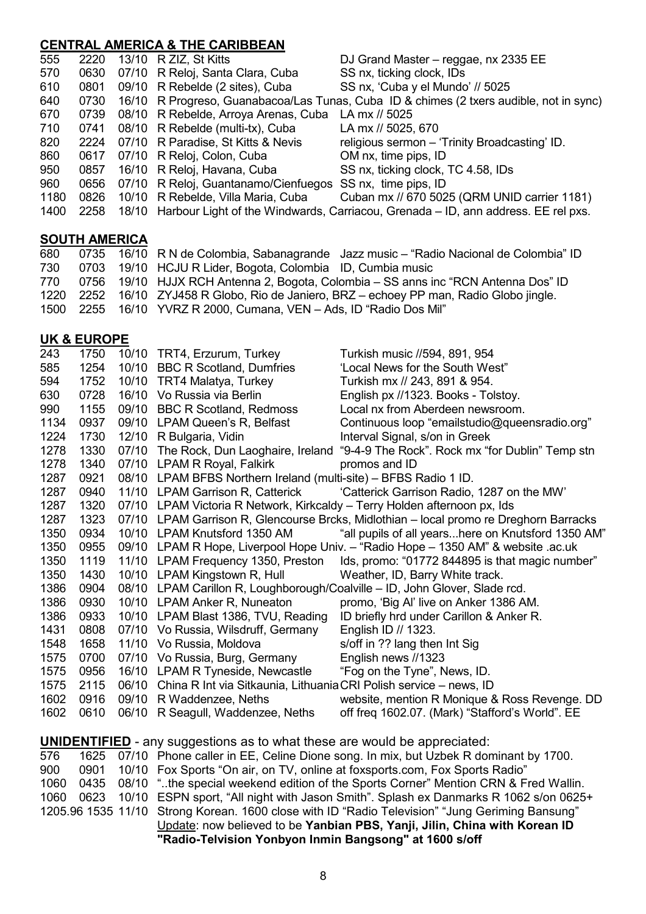## CENTRAL AMERICA & THE CARIBBEAN

| | | | | |
|---|---|---|---|---|
| 555 | 2220 | 13/10 | R ZIZ, St Kitts | DJ Grand Master – reggae, nx 2335 EE |
| 570 | 0630 | 07/10 | R Reloj, Santa Clara, Cuba | SS nx, ticking clock, IDs |
| 610 | 0801 | 09/10 | R Rebelde (2 sites), Cuba | SS nx, 'Cuba y el Mundo' // 5025 |
| 640 | 0730 | 16/10 | R Progreso, Guanabacoa/Las Tunas, Cuba | ID & chimes (2 txers audible, not in sync) |
| 670 | 0739 | 08/10 | R Rebelde, Arroya Arenas, Cuba | LA mx // 5025 |
| 710 | 0741 | 08/10 | R Rebelde (multi-tx), Cuba | LA mx // 5025, 670 |
| 820 | 2224 | 07/10 | R Paradise, St Kitts & Nevis | religious sermon – 'Trinity Broadcasting' ID. |
| 860 | 0617 | 07/10 | R Reloj, Colon, Cuba | OM nx, time pips, ID |
| 950 | 0857 | 16/10 | R Reloj, Havana, Cuba | SS nx, ticking clock, TC 4.58, IDs |
| 960 | 0656 | 07/10 | R Reloj, Guantanamo/Cienfuegos | SS nx, time pips, ID |
| 1180 | 0826 | 10/10 | R Rebelde, Villa Maria, Cuba | Cuban mx // 670 5025 (QRM UNID carrier 1181) |
| 1400 | 2258 | 18/10 | Harbour Light of the Windwards, Carriacou, Grenada | ID, ann address. EE rel pxs. |

## SOUTH AMERICA

| | | | | |
|---|---|---|---|---|
| 680 | 0735 | 16/10 | R N de Colombia, Sabanagrande | Jazz music – "Radio Nacional de Colombia" ID |
| 730 | 0703 | 19/10 | HCJU R Lider, Bogota, Colombia | ID, Cumbia music |
| 770 | 0756 | 19/10 | HJJX RCH Antenna 2, Bogota, Colombia | SS anns inc "RCN Antenna Dos" ID |
| 1220 | 2252 | 16/10 | ZYJ458 R Globo, Rio de Janiero, BRZ | echoey PP man, Radio Globo jingle. |
| 1500 | 2255 | 16/10 | YVRZ R 2000, Cumana, VEN | Ads, ID "Radio Dos Mil" |

## UK & EUROPE

| | | | | |
|---|---|---|---|---|
| 243 | 1750 | 10/10 | TRT4, Erzurum, Turkey | Turkish music //594, 891, 954 |
| 585 | 1254 | 10/10 | BBC R Scotland, Dumfries | 'Local News for the South West" |
| 594 | 1752 | 10/10 | TRT4 Malatya, Turkey | Turkish mx // 243, 891 & 954. |
| 630 | 0728 | 16/10 | Vo Russia via Berlin | English px //1323. Books - Tolstoy. |
| 990 | 1155 | 09/10 | BBC R Scotland, Redmoss | Local nx from Aberdeen newsroom. |
| 1134 | 0937 | 09/10 | LPAM Queen's R, Belfast | Continuous loop "emailstudio@queensradio.org" |
| 1224 | 1730 | 12/10 | R Bulgaria, Vidin | Interval Signal, s/on in Greek |
| 1278 | 1330 | 07/10 | The Rock, Dun Laoghaire, Ireland | "9-4-9 The Rock". Rock mx "for Dublin" Temp stn |
| 1278 | 1340 | 07/10 | LPAM R Royal, Falkirk | promos and ID |
| 1287 | 0921 | 08/10 | LPAM BFBS Northern Ireland (multi-site) | BFBS Radio 1 ID. |
| 1287 | 0940 | 11/10 | LPAM Garrison R, Catterick | 'Catterick Garrison Radio, 1287 on the MW' |
| 1287 | 1320 | 07/10 | LPAM Victoria R Network, Kirkcaldy | Terry Holden afternoon px, Ids |
| 1287 | 1323 | 07/10 | LPAM Garrison R, Glencourse Brcks, Midlothian | local promo re Dreghorn Barracks |
| 1350 | 0934 | 10/10 | LPAM Knutsford 1350 AM | "all pupils of all years...here on Knutsford 1350 AM" |
| 1350 | 0955 | 09/10 | LPAM R Hope, Liverpool Hope Univ. | "Radio Hope – 1350 AM" & website .ac.uk |
| 1350 | 1119 | 11/10 | LPAM Frequency 1350, Preston | Ids, promo: "01772 844895 is that magic number" |
| 1350 | 1430 | 10/10 | LPAM Kingstown R, Hull | Weather, ID, Barry White track. |
| 1386 | 0904 | 08/10 | LPAM Carillon R, Loughborough/Coalville | ID, John Glover, Slade rcd. |
| 1386 | 0930 | 10/10 | LPAM Anker R, Nuneaton | promo, 'Big Al' live on Anker 1386 AM. |
| 1386 | 0933 | 10/10 | LPAM Blast 1386, TVU, Reading | ID briefly hrd under Carillon & Anker R. |
| 1431 | 0808 | 07/10 | Vo Russia, Wilsdruff, Germany | English ID // 1323. |
| 1548 | 1658 | 11/10 | Vo Russia, Moldova | s/off in ?? lang then Int Sig |
| 1575 | 0700 | 07/10 | Vo Russia, Burg, Germany | English news //1323 |
| 1575 | 0956 | 16/10 | LPAM R Tyneside, Newcastle | "Fog on the Tyne", News, ID. |
| 1575 | 2115 | 06/10 | China R Int via Sitkaunia, Lithuania | CRI Polish service – news, ID |
| 1602 | 0916 | 09/10 | R Waddenzee, Neths | website, mention R Monique & Ross Revenge. DD |
| 1602 | 0610 | 06/10 | R Seagull, Waddenzee, Neths | off freq 1602.07. (Mark) "Stafford's World". EE |

## UNIDENTIFIED - any suggestions as to what these are would be appreciated:

| | | | |
|---|---|---|---|
| 576 | 1625 | 07/10 | Phone caller in EE, Celine Dione song. In mix, but Uzbek R dominant by 1700. |
| 900 | 0901 | 10/10 | Fox Sports "On air, on TV, online at foxsports.com, Fox Sports Radio" |
| 1060 | 0435 | 08/10 | "..the special weekend edition of the Sports Corner" Mention CRN & Fred Wallin. |
| 1060 | 0623 | 10/10 | ESPN sport, "All night with Jason Smith". Splash ex Danmarks R 1062 s/on 0625+ |
| 1205.96 | 1535 | 11/10 | Strong Korean. 1600 close with ID "Radio Television" "Jung Geriming Bansung" <br> Update: now believed to be **Yanbian PBS, Yanji, Jilin, China with Korean ID "Radio-Telvision Yonbyon Inmin Bangsong" at 1600 s/off** |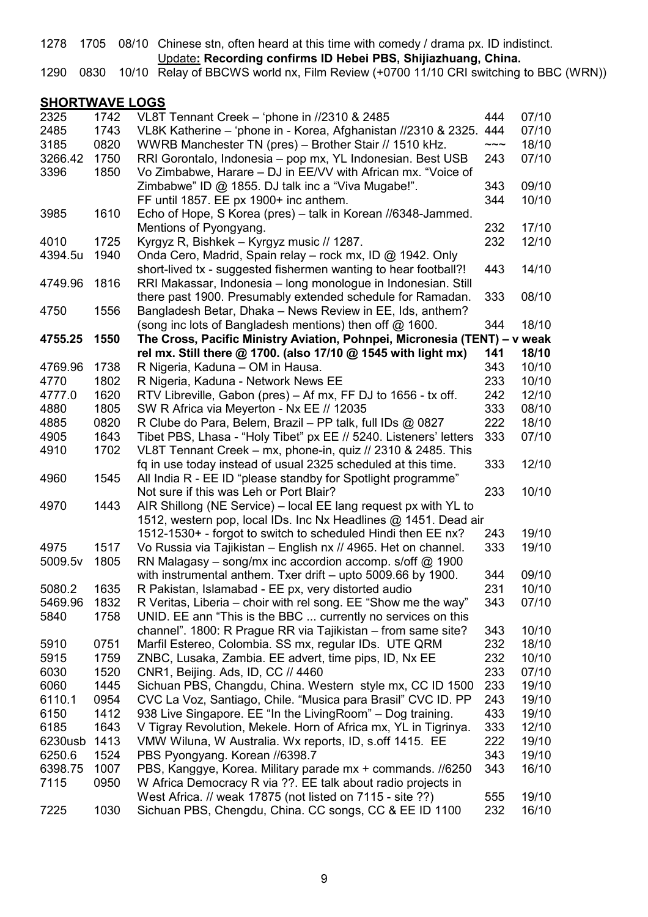| | | | |
|---|---|---|---|
| 1278 | 1705 | 08/10 | Chinese stn, often heard at this time with comedy / drama px. ID indistinct. Update**: Recording confirms ID Hebei PBS, Shijiazhuang, China.** |
| 1290 | 0830 | 10/10 | Relay of BBCWS world nx, Film Review (+0700 11/10 CRI switching to BBC (WRN)) |

## SHORTWAVE LOGS

| Freq | UTC | Details | SIO | Date |
|---|---|---|---|---|
| 2325 | 1742 | VL8T Tennant Creek – 'phone in //2310 & 2485 | 444 | 07/10 |
| 2485 | 1743 | VL8K Katherine – 'phone in - Korea, Afghanistan //2310 & 2325. | 444 | 07/10 |
| 3185 | 0820 | WWRB Manchester TN (pres) – Brother Stair // 1510 kHz. | ~~~ | 18/10 |
| 3266.42 | 1750 | RRI Gorontalo, Indonesia – pop mx, YL Indonesian. Best USB | 243 | 07/10 |
| 3396 | 1850 | Vo Zimbabwe, Harare – DJ in EE/VV with African mx. "Voice of Zimbabwe" ID @ 1855. DJ talk inc a "Viva Mugabe!". | 343 | 09/10 |
| | | FF until 1857. EE px 1900+ inc anthem. | 344 | 10/10 |
| 3985 | 1610 | Echo of Hope, S Korea (pres) – talk in Korean //6348-Jammed. Mentions of Pyongyang. | 232 | 17/10 |
| 4010 | 1725 | Kyrgyz R, Bishkek – Kyrgyz music // 1287. | 232 | 12/10 |
| 4394.5u | 1940 | Onda Cero, Madrid, Spain relay – rock mx, ID @ 1942. Only short-lived tx - suggested fishermen wanting to hear football?! | 443 | 14/10 |
| 4749.96 | 1816 | RRI Makassar, Indonesia – long monologue in Indonesian. Still there past 1900. Presumably extended schedule for Ramadan. | 333 | 08/10 |
| 4750 | 1556 | Bangladesh Betar, Dhaka – News Review in EE, Ids, anthem? (song inc lots of Bangladesh mentions) then off @ 1600. | 344 | 18/10 |
| **4755.25** | **1550** | **The Cross, Pacific Ministry Aviation, Pohnpei, Micronesia (TENT) – v weak rel mx. Still there @ 1700. (also 17/10 @ 1545 with light mx)** | **141** | **18/10** |
| 4769.96 | 1738 | R Nigeria, Kaduna – OM in Hausa. | 343 | 10/10 |
| 4770 | 1802 | R Nigeria, Kaduna - Network News EE | 233 | 10/10 |
| 4777.0 | 1620 | RTV Libreville, Gabon (pres) – Af mx, FF DJ to 1656 - tx off. | 242 | 12/10 |
| 4880 | 1805 | SW R Africa via Meyerton - Nx EE // 12035 | 333 | 08/10 |
| 4885 | 0820 | R Clube do Para, Belem, Brazil – PP talk, full IDs @ 0827 | 222 | 18/10 |
| 4905 | 1643 | Tibet PBS, Lhasa - "Holy Tibet" px EE // 5240. Listeners' letters | 333 | 07/10 |
| 4910 | 1702 | VL8T Tennant Creek – mx, phone-in, quiz // 2310 & 2485. This fq in use today instead of usual 2325 scheduled at this time. | 333 | 12/10 |
| 4960 | 1545 | All India R - EE ID "please standby for Spotlight programme" Not sure if this was Leh or Port Blair? | 233 | 10/10 |
| 4970 | 1443 | AIR Shillong (NE Service) – local EE lang request px with YL to 1512, western pop, local IDs. Inc Nx Headlines @ 1451. Dead air 1512-1530+ - forgot to switch to scheduled Hindi then EE nx? | 243 | 19/10 |
| 4975 | 1517 | Vo Russia via Tajikistan – English nx // 4965. Het on channel. | 333 | 19/10 |
| 5009.5v | 1805 | RN Malagasy – song/mx inc accordion accomp. s/off @ 1900 with instrumental anthem. Txer drift – upto 5009.66 by 1900. | 344 | 09/10 |
| 5080.2 | 1635 | R Pakistan, Islamabad - EE px, very distorted audio | 231 | 10/10 |
| 5469.96 | 1832 | R Veritas, Liberia – choir with rel song. EE "Show me the way" | 343 | 07/10 |
| 5840 | 1758 | UNID. EE ann "This is the BBC ... currently no services on this channel". 1800: R Prague RR via Tajikistan – from same site? | 343 | 10/10 |
| 5910 | 0751 | Marfil Estereo, Colombia. SS mx, regular IDs. UTE QRM | 232 | 18/10 |
| 5915 | 1759 | ZNBC, Lusaka, Zambia. EE advert, time pips, ID, Nx EE | 232 | 10/10 |
| 6030 | 1520 | CNR1, Beijing. Ads, ID, CC // 4460 | 233 | 07/10 |
| 6060 | 1445 | Sichuan PBS, Changdu, China. Western style mx, CC ID 1500 | 233 | 19/10 |
| 6110.1 | 0954 | CVC La Voz, Santiago, Chile. "Musica para Brasil" CVC ID. PP | 243 | 19/10 |
| 6150 | 1412 | 938 Live Singapore. EE "In the LivingRoom" – Dog training. | 433 | 19/10 |
| 6185 | 1643 | V Tigray Revolution, Mekele. Horn of Africa mx, YL in Tigrinya. | 333 | 12/10 |
| 6230usb | 1413 | VMW Wiluna, W Australia. Wx reports, ID, s.off 1415. EE | 222 | 19/10 |
| 6250.6 | 1524 | PBS Pyongyang. Korean //6398.7 | 343 | 19/10 |
| 6398.75 | 1007 | PBS, Kanggye, Korea. Military parade mx + commands. //6250 | 343 | 16/10 |
| 7115 | 0950 | W Africa Democracy R via ??. EE talk about radio projects in West Africa. // weak 17875 (not listed on 7115 - site ??) | 555 | 19/10 |
| 7225 | 1030 | Sichuan PBS, Chengdu, China. CC songs, CC & EE ID 1100 | 232 | 16/10 |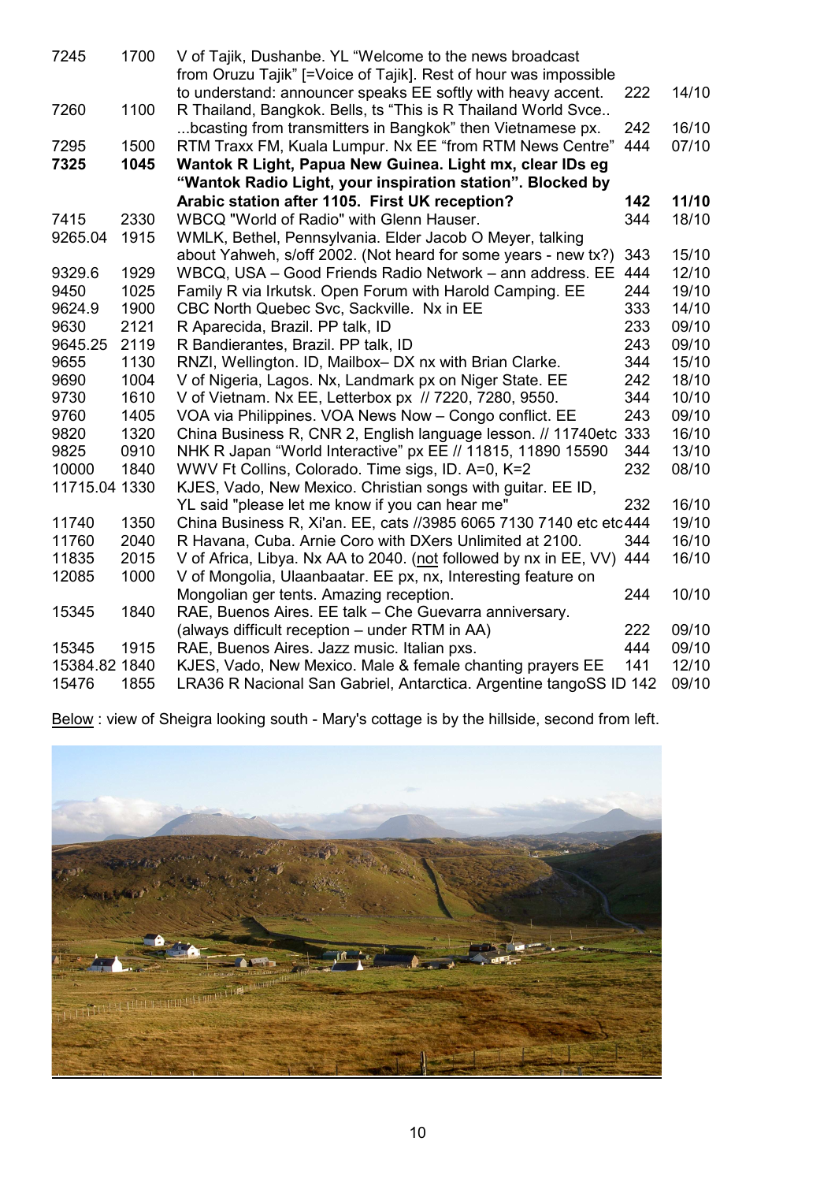| | | | | |
|---|---|---|---|---|
| 7245 | 1700 | V of Tajik, Dushanbe. YL "Welcome to the news broadcast from Oruzu Tajik" [=Voice of Tajik]. Rest of hour was impossible to understand: announcer speaks EE softly with heavy accent. | 222 | 14/10 |
| 7260 | 1100 | R Thailand, Bangkok. Bells, ts "This is R Thailand World Svce.. ...bcasting from transmitters in Bangkok" then Vietnamese px. | 242 | 16/10 |
| 7295 | 1500 | RTM Traxx FM, Kuala Lumpur. Nx EE "from RTM News Centre" | 444 | 07/10 |
| **7325** | **1045** | **Wantok R Light, Papua New Guinea. Light mx, clear IDs eg "Wantok Radio Light, your inspiration station". Blocked by Arabic station after 1105. First UK reception?** | **142** | **11/10** |
| 7415 | 2330 | WBCQ "World of Radio" with Glenn Hauser. | 344 | 18/10 |
| 9265.04 | 1915 | WMLK, Bethel, Pennsylvania. Elder Jacob O Meyer, talking about Yahweh, s/off 2002. (Not heard for some years - new tx?) | 343 | 15/10 |
| 9329.6 | 1929 | WBCQ, USA – Good Friends Radio Network – ann address. EE | 444 | 12/10 |
| 9450 | 1025 | Family R via Irkutsk. Open Forum with Harold Camping. EE | 244 | 19/10 |
| 9624.9 | 1900 | CBC North Quebec Svc, Sackville. Nx in EE | 333 | 14/10 |
| 9630 | 2121 | R Aparecida, Brazil. PP talk, ID | 233 | 09/10 |
| 9645.25 | 2119 | R Bandierantes, Brazil. PP talk, ID | 243 | 09/10 |
| 9655 | 1130 | RNZI, Wellington. ID, Mailbox– DX nx with Brian Clarke. | 344 | 15/10 |
| 9690 | 1004 | V of Nigeria, Lagos. Nx, Landmark px on Niger State. EE | 242 | 18/10 |
| 9730 | 1610 | V of Vietnam. Nx EE, Letterbox px // 7220, 7280, 9550. | 344 | 10/10 |
| 9760 | 1405 | VOA via Philippines. VOA News Now – Congo conflict. EE | 243 | 09/10 |
| 9820 | 1320 | China Business R, CNR 2, English language lesson. // 11740etc | 333 | 16/10 |
| 9825 | 0910 | NHK R Japan "World Interactive" px EE // 11815, 11890 15590 | 344 | 13/10 |
| 10000 | 1840 | WWV Ft Collins, Colorado. Time sigs, ID. A=0, K=2 | 232 | 08/10 |
| 11715.04 | 1330 | KJES, Vado, New Mexico. Christian songs with guitar. EE ID, YL said "please let me know if you can hear me" | 232 | 16/10 |
| 11740 | 1350 | China Business R, Xi'an. EE, cats //3985 6065 7130 7140 etc | 444 | 19/10 |
| 11760 | 2040 | R Havana, Cuba. Arnie Coro with DXers Unlimited at 2100. | 344 | 16/10 |
| 11835 | 2015 | V of Africa, Libya. Nx AA to 2040. (not followed by nx in EE, VV) | 444 | 16/10 |
| 12085 | 1000 | V of Mongolia, Ulaanbaatar. EE px, nx, Interesting feature on Mongolian ger tents. Amazing reception. | 244 | 10/10 |
| 15345 | 1840 | RAE, Buenos Aires. EE talk – Che Guevarra anniversary. (always difficult reception – under RTM in AA) | 222 | 09/10 |
| 15345 | 1915 | RAE, Buenos Aires. Jazz music. Italian pxs. | 444 | 09/10 |
| 15384.82 | 1840 | KJES, Vado, New Mexico. Male & female chanting prayers EE | 141 | 12/10 |
| 15476 | 1855 | LRA36 R Nacional San Gabriel, Antarctica. Argentine tangoSS ID | 142 | 09/10 |

Below : view of Sheigra looking south - Mary's cottage is by the hillside, second from left.